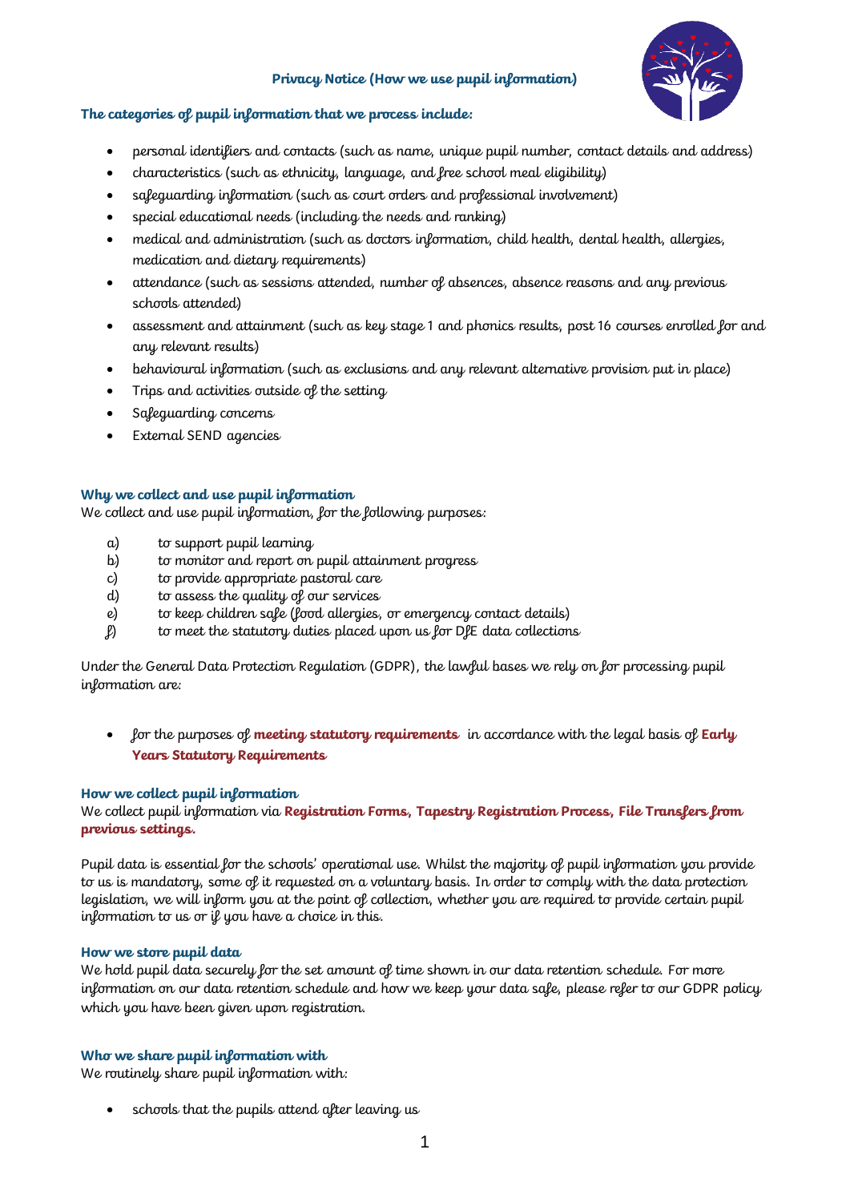# Privacy Notice (How we use pupil information)

## The categories of pupil information that we process include:

- personal identifiers and contacts (such as name, unique pupil number, contact details and address)
- characteristics (such as ethnicity, language, and free school meal eligibility)
- safeguarding information (such as court orders and professional involvement)
- special educational needs (including the needs and ranking)
- medical and administration (such as doctors information, child health, dental health, allergies, medication and dietary requirements)
- attendance (such as sessions attended, number of absences, absence reasons and any previous schools attended)
- assessment and attainment (such as key stage 1 and phonics results, post 16 courses enrolled for and any relevant results)
- behavioural information (such as exclusions and any relevant alternative provision put in place)
- Trips and activities outside of the setting
- Safeguarding concerns
- External SEND agencies

## Why we collect and use pupil information

We collect and use pupil information, for the following purposes:

a) to support pupil learning
b) to monitor and report on pupil attainment progress
c) to provide appropriate pastoral care
d) to assess the quality of our services
e) to keep children safe (food allergies, or emergency contact details)
f) to meet the statutory duties placed upon us for DfE data collections

Under the General Data Protection Regulation (GDPR), the lawful bases we rely on for processing pupil information are:

- for the purposes of **meeting statutory requirements** in accordance with the legal basis of **Early Years Statutory Requirements**

## How we collect pupil information

We collect pupil information via **Registration Forms, Tapestry Registration Process, File Transfers from previous settings.**

Pupil data is essential for the schools' operational use. Whilst the majority of pupil information you provide to us is mandatory, some of it requested on a voluntary basis. In order to comply with the data protection legislation, we will inform you at the point of collection, whether you are required to provide certain pupil information to us or if you have a choice in this.

## How we store pupil data

We hold pupil data securely for the set amount of time shown in our data retention schedule. For more information on our data retention schedule and how we keep your data safe, please refer to our GDPR policy which you have been given upon registration.

## Who we share pupil information with

We routinely share pupil information with:

- schools that the pupils attend after leaving us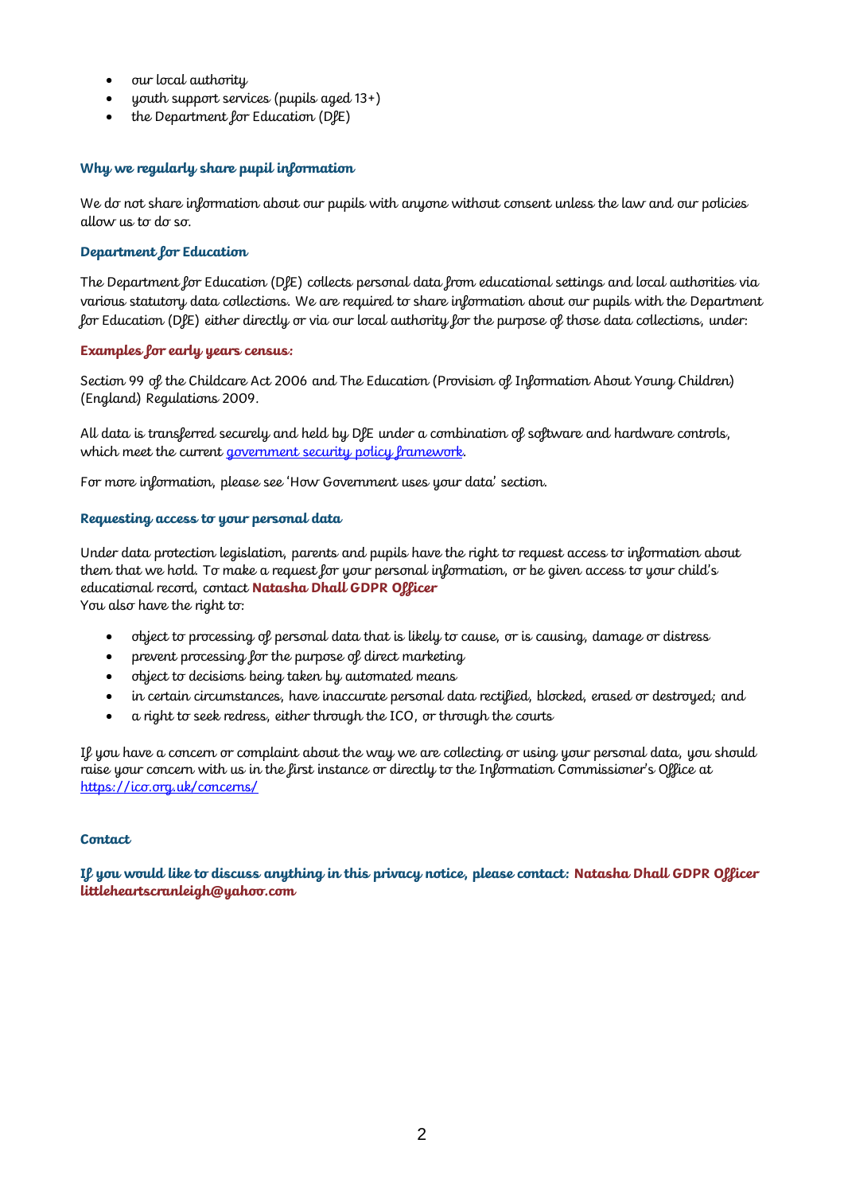- our local authority
- youth support services (pupils aged 13+)
- the Department for Education (DfE)

### Why we regularly share pupil information

We do not share information about our pupils with anyone without consent unless the law and our policies allow us to do so.

### Department for Education

The Department for Education (DfE) collects personal data from educational settings and local authorities via various statutory data collections. We are required to share information about our pupils with the Department for Education (DfE) either directly or via our local authority for the purpose of those data collections, under:

### Examples for early years census:

Section 99 of the Childcare Act 2006 and The Education (Provision of Information About Young Children) (England) Regulations 2009.

All data is transferred securely and held by DfE under a combination of software and hardware controls, which meet the current [government security policy framework](government security policy framework).

For more information, please see 'How Government uses your data' section.

### Requesting access to your personal data

Under data protection legislation, parents and pupils have the right to request access to information about them that we hold. To make a request for your personal information, or be given access to your child's educational record, contact **Natasha Dhall GDPR Officer**
You also have the right to:

- object to processing of personal data that is likely to cause, or is causing, damage or distress
- prevent processing for the purpose of direct marketing
- object to decisions being taken by automated means
- in certain circumstances, have inaccurate personal data rectified, blocked, erased or destroyed; and
- a right to seek redress, either through the ICO, or through the courts

If you have a concern or complaint about the way we are collecting or using your personal data, you should raise your concern with us in the first instance or directly to the Information Commissioner's Office at https://ico.org.uk/concerns/

### Contact

**If you would like to discuss anything in this privacy notice, please contact: Natasha Dhall GDPR Officer littleheartscranleigh@yahoo.com**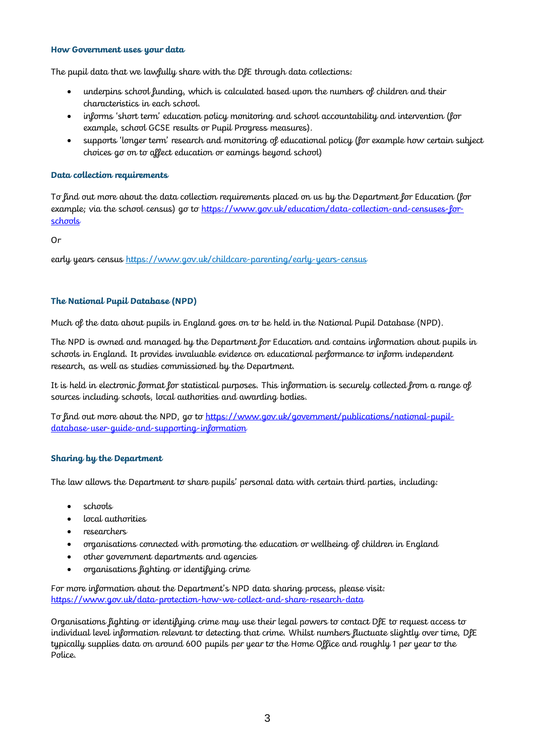### How Government uses your data

The pupil data that we lawfully share with the DfE through data collections:

- underpins school funding, which is calculated based upon the numbers of children and their characteristics in each school.
- informs 'short term' education policy monitoring and school accountability and intervention (for example, school GCSE results or Pupil Progress measures).
- supports 'longer term' research and monitoring of educational policy (for example how certain subject choices go on to affect education or earnings beyond school)

### Data collection requirements

To find out more about the data collection requirements placed on us by the Department for Education (for example; via the school census) go to [https://www.gov.uk/education/data-collection-and-censuses-for-schools](https://www.gov.uk/education/data-collection-and-censuses-for-schools)

Or

early years census [https://www.gov.uk/childcare-parenting/early-years-census](https://www.gov.uk/childcare-parenting/early-years-census)

### The National Pupil Database (NPD)

Much of the data about pupils in England goes on to be held in the National Pupil Database (NPD).

The NPD is owned and managed by the Department for Education and contains information about pupils in schools in England. It provides invaluable evidence on educational performance to inform independent research, as well as studies commissioned by the Department.

It is held in electronic format for statistical purposes. This information is securely collected from a range of sources including schools, local authorities and awarding bodies.

To find out more about the NPD, go to [https://www.gov.uk/government/publications/national-pupil-database-user-guide-and-supporting-information](https://www.gov.uk/government/publications/national-pupil-database-user-guide-and-supporting-information)

### Sharing by the Department

The law allows the Department to share pupils' personal data with certain third parties, including:

- schools
- local authorities
- researchers
- organisations connected with promoting the education or wellbeing of children in England
- other government departments and agencies
- organisations fighting or identifying crime

For more information about the Department's NPD data sharing process, please visit: [https://www.gov.uk/data-protection-how-we-collect-and-share-research-data](https://www.gov.uk/data-protection-how-we-collect-and-share-research-data)

Organisations fighting or identifying crime may use their legal powers to contact DfE to request access to individual level information relevant to detecting that crime. Whilst numbers fluctuate slightly over time, DfE typically supplies data on around 600 pupils per year to the Home Office and roughly 1 per year to the Police.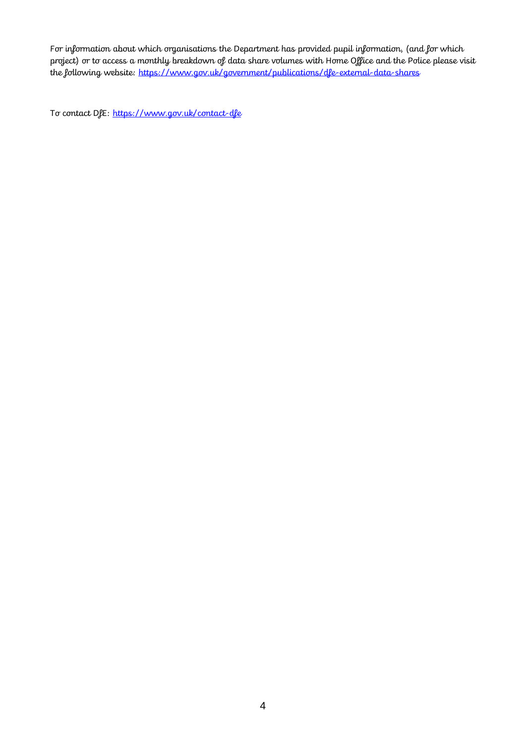For information about which organisations the Department has provided pupil information, (and for which project) or to access a monthly breakdown of data share volumes with Home Office and the Police please visit the following website: [https://www.gov.uk/government/publications/dfe-external-data-shares](https://www.gov.uk/government/publications/dfe-external-data-shares)

To contact DfE: [https://www.gov.uk/contact-dfe](https://www.gov.uk/contact-dfe)